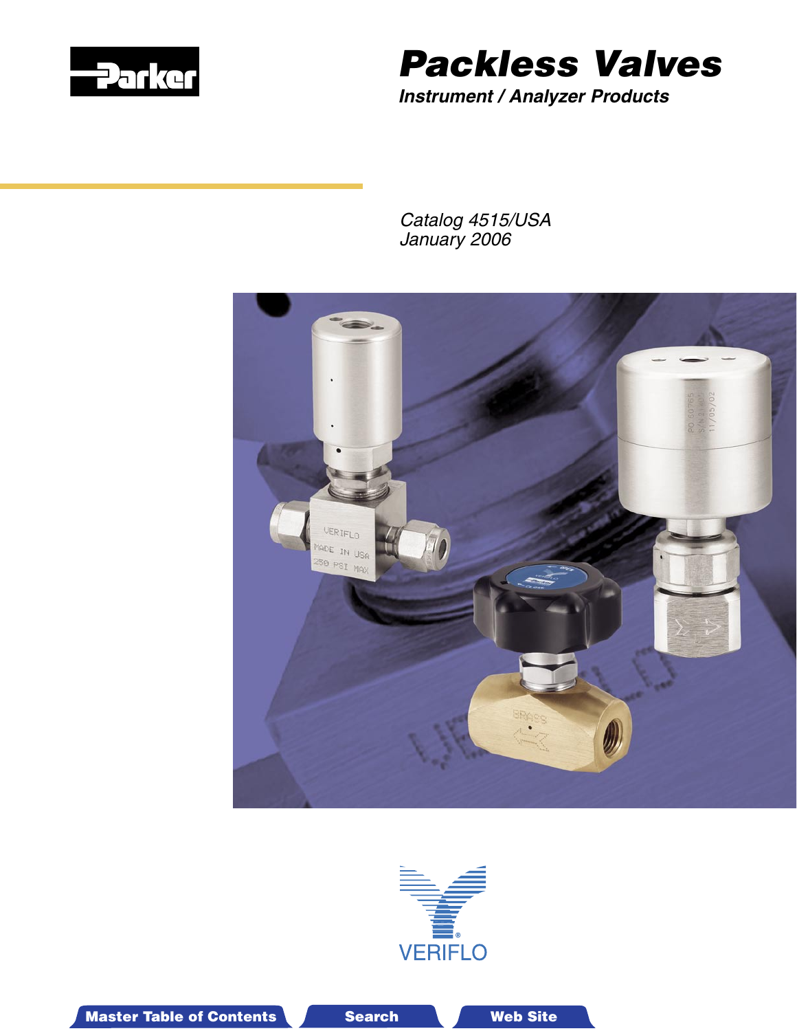Parker

# Packless Valves

***Instrument / Analyzer Products***

*Catalog 4515/USA*
*January 2006*

VERIFLO

Master Table of Contents | Search | Web Site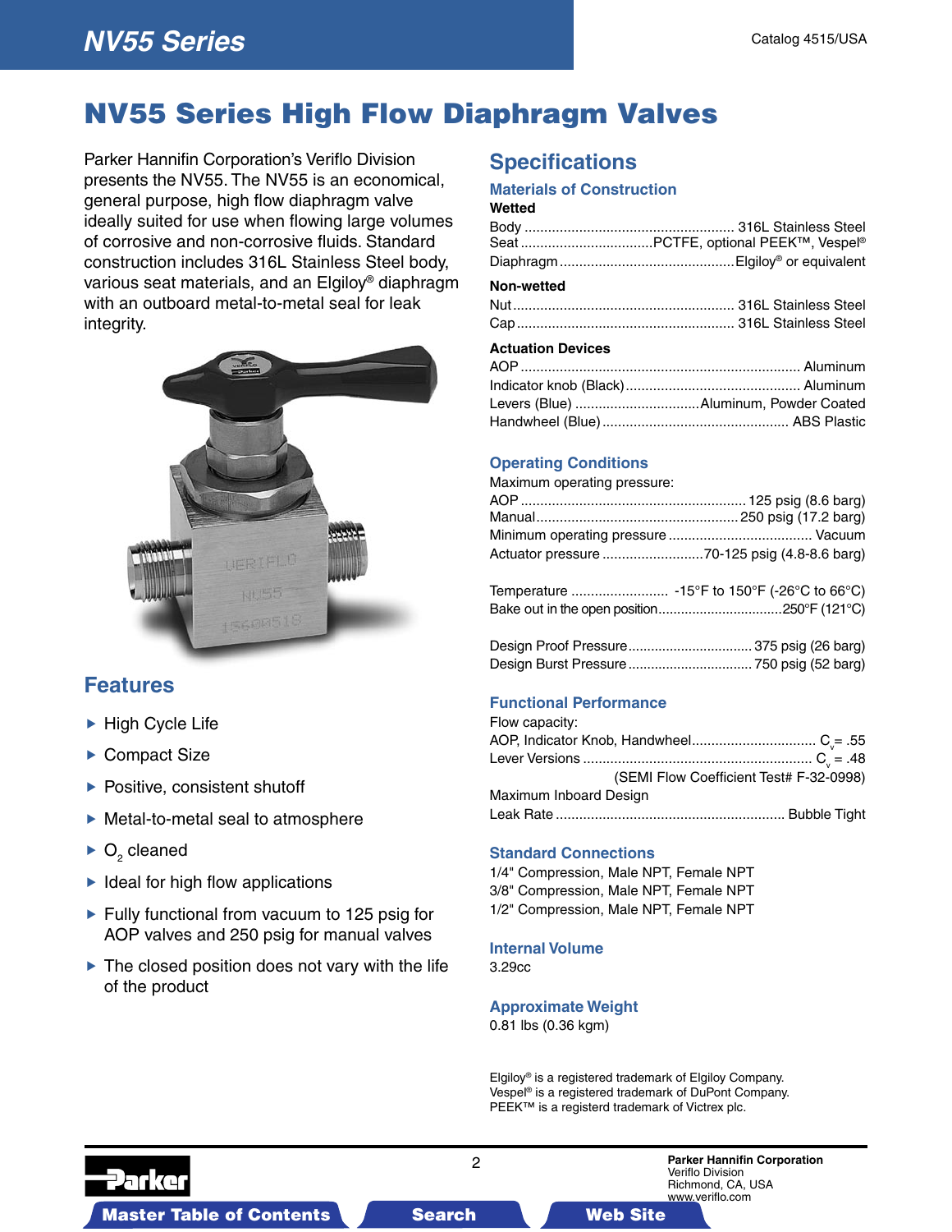# NV55 Series High Flow Diaphragm Valves

Parker Hannifin Corporation's Veriflo Division presents the NV55. The NV55 is an economical, general purpose, high flow diaphragm valve ideally suited for use when flowing large volumes of corrosive and non-corrosive fluids. Standard construction includes 316L Stainless Steel body, various seat materials, and an Elgiloy® diaphragm with an outboard metal-to-metal seal for leak integrity.

## Features

- High Cycle Life
- Compact Size
- Positive, consistent shutoff
- Metal-to-metal seal to atmosphere
- $O_2$ cleaned
- Ideal for high flow applications
- Fully functional from vacuum to 125 psig for AOP valves and 250 psig for manual valves
- The closed position does not vary with the life of the product

## Specifications

### Materials of Construction

**Wetted**

Body ...................................................... 316L Stainless Steel
Seat ..................................PCTFE, optional PEEK™, Vespel®
Diaphragm .............................................Elgiloy® or equivalent

**Non-wetted**

Nut ........................................................ 316L Stainless Steel
Cap ........................................................ 316L Stainless Steel

**Actuation Devices**

AOP ....................................................................... Aluminum
Indicator knob (Black) ............................................. Aluminum
Levers (Blue) ................................Aluminum, Powder Coated
Handwheel (Blue) ................................................ ABS Plastic

### Operating Conditions

Maximum operating pressure:
AOP .......................................................... 125 psig (8.6 barg)
Manual .................................................... 250 psig (17.2 barg)
Minimum operating pressure ..................................... Vacuum
Actuator pressure ..........................70-125 psig (4.8-8.6 barg)

Temperature ......................... -15°F to 150°F (-26°C to 66°C)
Bake out in the open position................................250°F (121°C)

Design Proof Pressure................................ 375 psig (26 barg)
Design Burst Pressure ................................ 750 psig (52 barg)

### Functional Performance

Flow capacity:
AOP, Indicator Knob, Handwheel................................ $C_v$ = .55
Lever Versions .......................................................... $C_v$ = .48
(SEMI Flow Coefficient Test# F-32-0998)
Maximum Inboard Design
Leak Rate .......................................................... Bubble Tight

### Standard Connections

1/4" Compression, Male NPT, Female NPT
3/8" Compression, Male NPT, Female NPT
1/2" Compression, Male NPT, Female NPT

### Internal Volume

3.29cc

### Approximate Weight

0.81 lbs (0.36 kgm)

Elgiloy® is a registered trademark of Elgiloy Company.
Vespel® is a registered trademark of DuPont Company.
PEEK™ is a registerd trademark of Victrex plc.

Parker Hannifin Corporation
Veriflo Division
Richmond, CA, USA
www.veriflo.com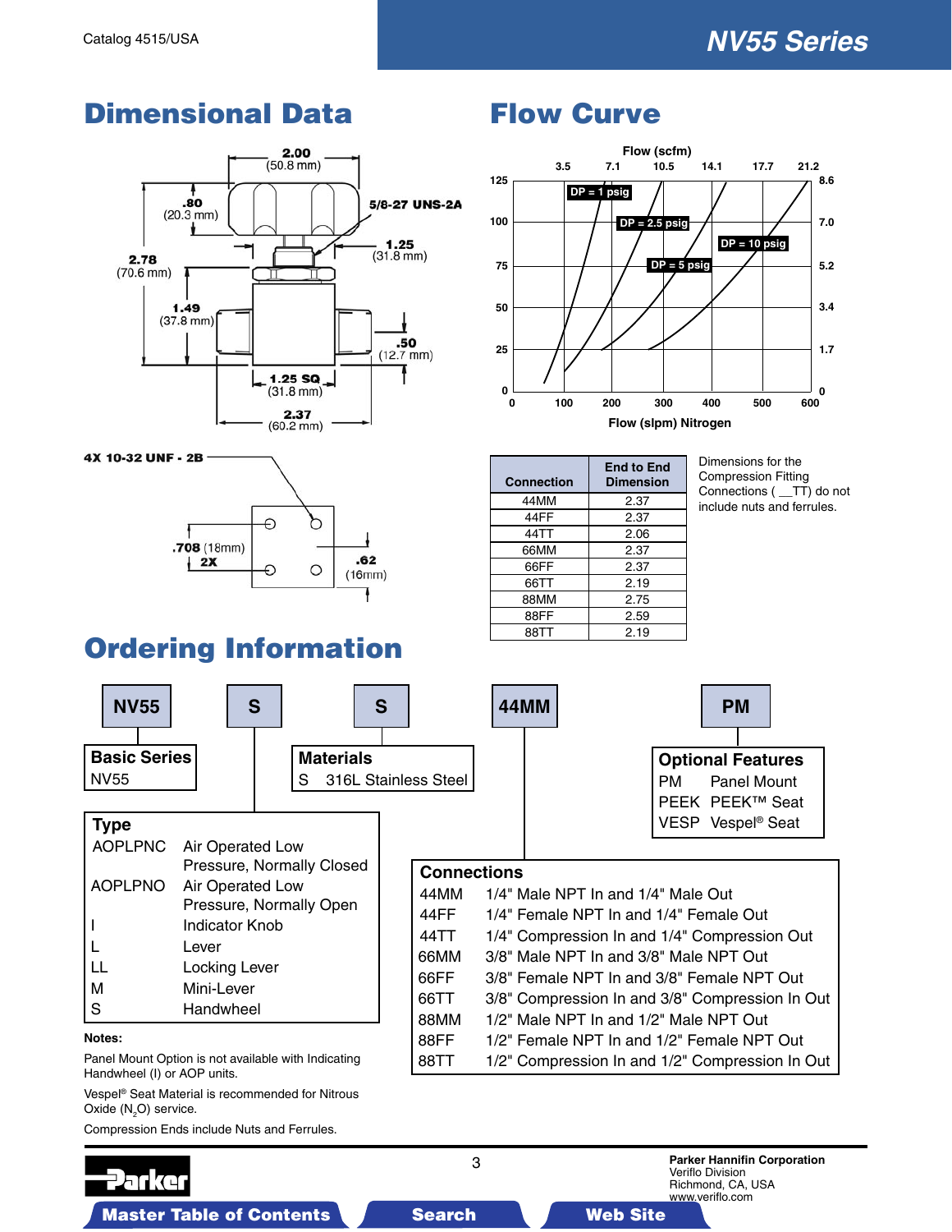## Dimensional Data

2.00 (50.8 mm)
.80 (20.3 mm)
5/8-27 UNS-2A
1.25 (31.8 mm)
2.78 (70.6 mm)
1.49 (37.8 mm)
.50 (12.7 mm)
1.25 SQ (31.8 mm)
2.37 (60.2 mm)

4X 10-32 UNF - 2B
.708 (18mm) 2X
.62 (16mm)

## Flow Curve

Flow (scfm): 3.5, 7.1, 10.5, 14.1, 17.7, 21.2

Flow (slpm) Nitrogen: 0, 100, 200, 300, 400, 500, 600

Left axis: 0, 25, 50, 75, 100, 125
Right axis: 0, 1.7, 3.4, 5.2, 7.0, 8.6

DP = 1 psig
DP = 2.5 psig
DP = 5 psig
DP = 10 psig

| Connection | End to End Dimension |
|---|---|
| 44MM | 2.37 |
| 44FF | 2.37 |
| 44TT | 2.06 |
| 66MM | 2.37 |
| 66FF | 2.37 |
| 66TT | 2.19 |
| 88MM | 2.75 |
| 88FF | 2.59 |
| 88TT | 2.19 |

Dimensions for the Compression Fitting Connections ( __TT) do not include nuts and ferrules.

## Ordering Information

NV55 | S | S | 44MM | PM

**Basic Series**
NV55

**Type**

| | |
|---|---|
| AOPLPNC | Air Operated Low Pressure, Normally Closed |
| AOPLPNO | Air Operated Low Pressure, Normally Open |
| I | Indicator Knob |
| L | Lever |
| LL | Locking Lever |
| M | Mini-Lever |
| S | Handwheel |

**Materials**
S 316L Stainless Steel

**Connections**

| | |
|---|---|
| 44MM | 1/4" Male NPT In and 1/4" Male Out |
| 44FF | 1/4" Female NPT In and 1/4" Female Out |
| 44TT | 1/4" Compression In and 1/4" Compression Out |
| 66MM | 3/8" Male NPT In and 3/8" Male NPT Out |
| 66FF | 3/8" Female NPT In and 3/8" Female NPT Out |
| 66TT | 3/8" Compression In and 3/8" Compression In Out |
| 88MM | 1/2" Male NPT In and 1/2" Male NPT Out |
| 88FF | 1/2" Female NPT In and 1/2" Female NPT Out |
| 88TT | 1/2" Compression In and 1/2" Compression In Out |

**Optional Features**

| | |
|---|---|
| PM | Panel Mount |
| PEEK | PEEK™ Seat |
| VESP | Vespel® Seat |

**Notes:**

Panel Mount Option is not available with Indicating Handwheel (I) or AOP units.

Vespel® Seat Material is recommended for Nitrous Oxide ($N_2O$) service.

Compression Ends include Nuts and Ferrules.

Parker Hannifin Corporation
Veriflo Division
Richmond, CA, USA
www.veriflo.com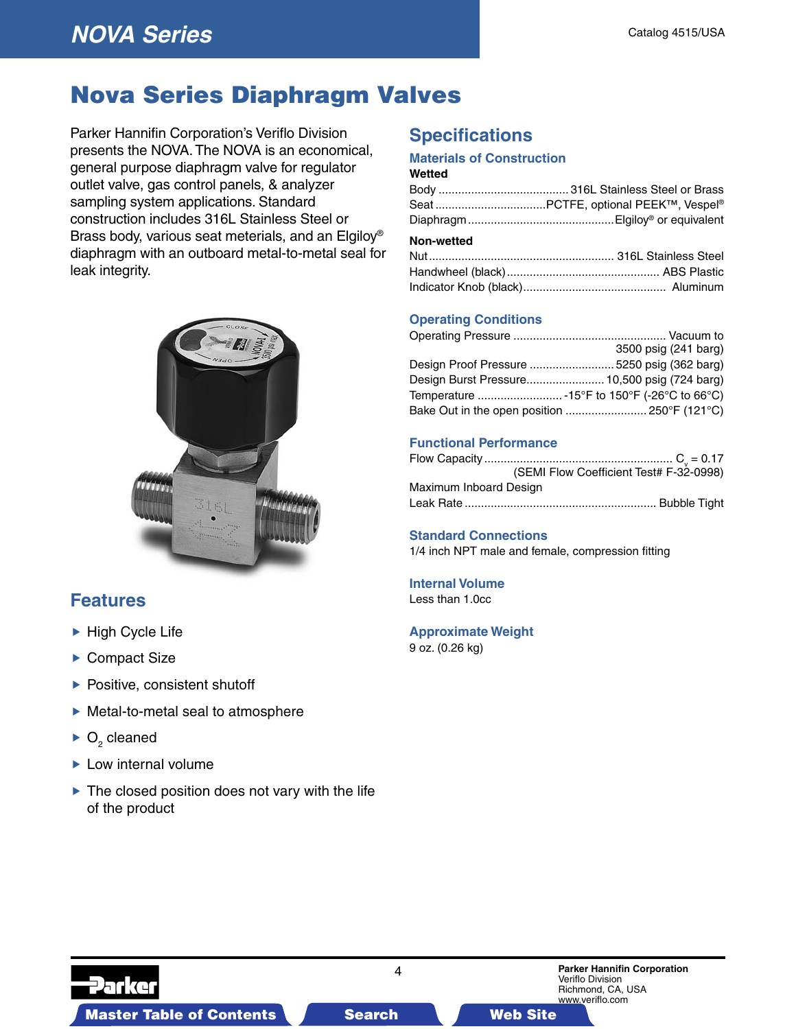# Nova Series Diaphragm Valves

Parker Hannifin Corporation's Veriflo Division presents the NOVA. The NOVA is an economical, general purpose diaphragm valve for regulator outlet valve, gas control panels, & analyzer sampling system applications. Standard construction includes 316L Stainless Steel or Brass body, various seat meterials, and an Elgiloy® diaphragm with an outboard metal-to-metal seal for leak integrity.

## Features

- High Cycle Life
- Compact Size
- Positive, consistent shutoff
- Metal-to-metal seal to atmosphere
- $O_2$ cleaned
- Low internal volume
- The closed position does not vary with the life of the product

## Specifications

### Materials of Construction

**Wetted**

Body ........................................ 316L Stainless Steel or Brass
Seat .................................PCTFE, optional PEEK™, Vespel®
Diaphragm ............................................Elgiloy® or equivalent

**Non-wetted**

Nut ........................................................ 316L Stainless Steel
Handwheel (black) .............................................. ABS Plastic
Indicator Knob (black)........................................... Aluminum

### Operating Conditions

Operating Pressure .............................................. Vacuum to 3500 psig (241 barg)
Design Proof Pressure .......................... 5250 psig (362 barg)
Design Burst Pressure........................ 10,500 psig (724 barg)
Temperature .......................... -15°F to 150°F (-26°C to 66°C)
Bake Out in the open position ......................... 250°F (121°C)

### Functional Performance

Flow Capacity ......................................................... $C_v$ = 0.17 (SEMI Flow Coefficient Test# F-32-0998)
Maximum Inboard Design Leak Rate .......................................................... Bubble Tight

### Standard Connections

1/4 inch NPT male and female, compression fitting

### Internal Volume

Less than 1.0cc

### Approximate Weight

9 oz. (0.26 kg)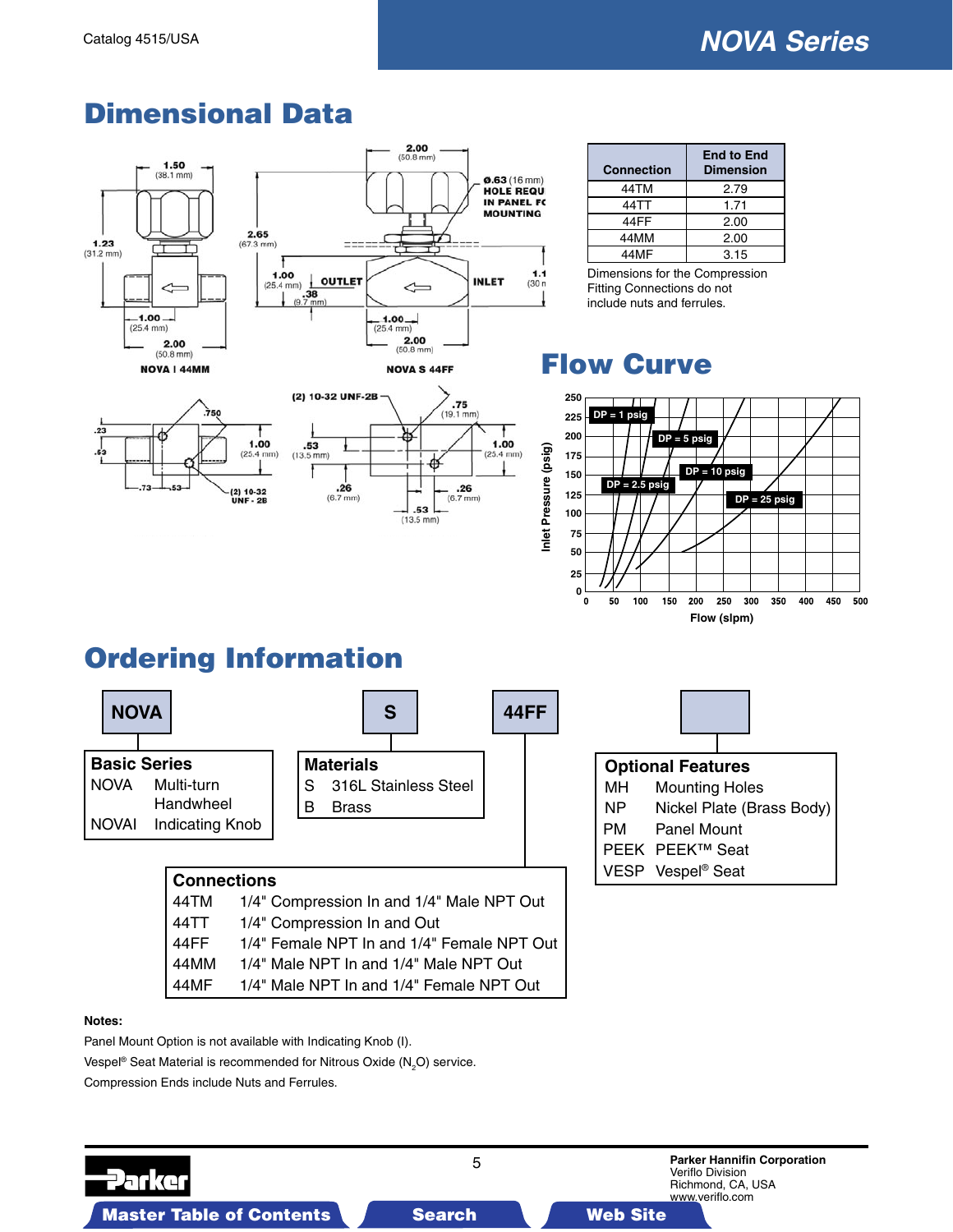# Dimensional Data

| Connection | End to End Dimension |
|---|---|
| 44TM | 2.79 |
| 44TT | 1.71 |
| 44FF | 2.00 |
| 44MM | 2.00 |
| 44MF | 3.15 |

Dimensions for the Compression Fitting Connections do not include nuts and ferrules.

# Flow Curve

# Ordering Information

**NOVA** — **S** — **44FF** — [Optional Features]

### Basic Series

| | |
|---|---|
| NOVA | Multi-turn Handwheel |
| NOVAI | Indicating Knob |

### Materials

| | |
|---|---|
| S | 316L Stainless Steel |
| B | Brass |

### Connections

| | |
|---|---|
| 44TM | 1/4" Compression In and 1/4" Male NPT Out |
| 44TT | 1/4" Compression In and Out |
| 44FF | 1/4" Female NPT In and 1/4" Female NPT Out |
| 44MM | 1/4" Male NPT In and 1/4" Male NPT Out |
| 44MF | 1/4" Male NPT In and 1/4" Female NPT Out |

### Optional Features

| | |
|---|---|
| MH | Mounting Holes |
| NP | Nickel Plate (Brass Body) |
| PM | Panel Mount |
| PEEK | PEEK™ Seat |
| VESP | Vespel® Seat |

**Notes:**

Panel Mount Option is not available with Indicating Knob (I).

Vespel® Seat Material is recommended for Nitrous Oxide ($N_2O$) service.

Compression Ends include Nuts and Ferrules.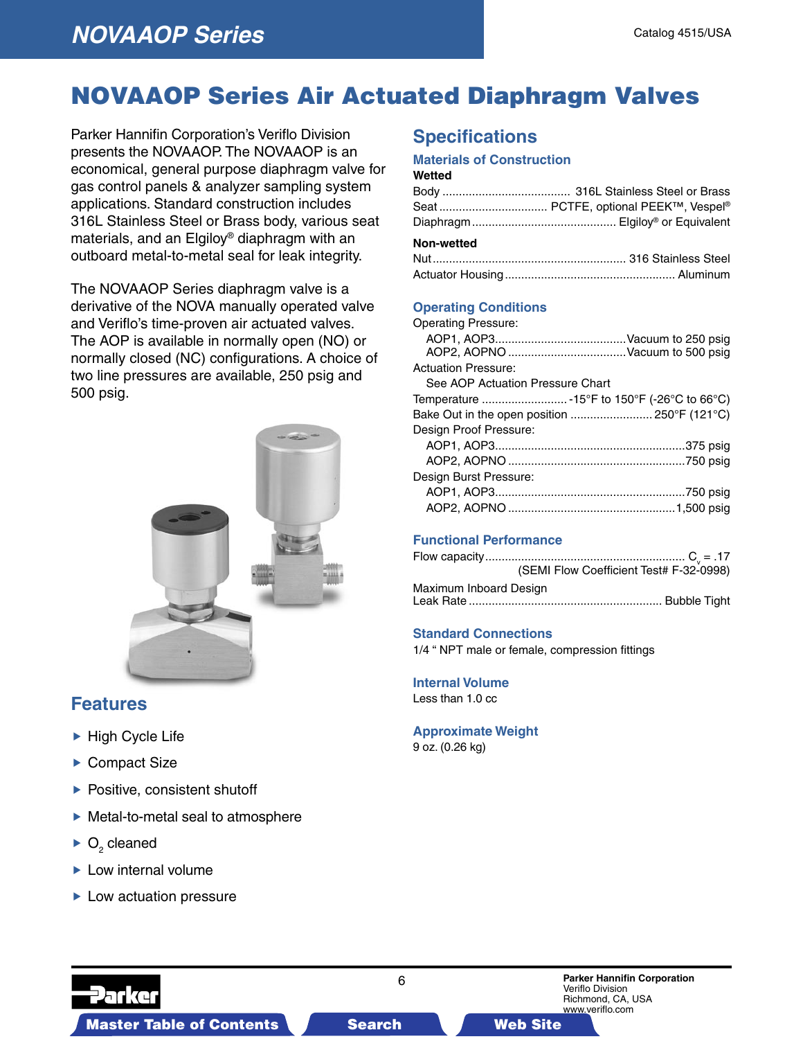# NOVAAOP Series Air Actuated Diaphragm Valves

Parker Hannifin Corporation's Veriflo Division presents the NOVAAOP. The NOVAAOP is an economical, general purpose diaphragm valve for gas control panels & analyzer sampling system applications. Standard construction includes 316L Stainless Steel or Brass body, various seat materials, and an Elgiloy® diaphragm with an outboard metal-to-metal seal for leak integrity.

The NOVAAOP Series diaphragm valve is a derivative of the NOVA manually operated valve and Veriflo's time-proven air actuated valves. The AOP is available in normally open (NO) or normally closed (NC) configurations. A choice of two line pressures are available, 250 psig and 500 psig.

## Features

- High Cycle Life
- Compact Size
- Positive, consistent shutoff
- Metal-to-metal seal to atmosphere
- $O_2$ cleaned
- Low internal volume
- Low actuation pressure

## Specifications

### Materials of Construction

**Wetted**

Body ....................................... 316L Stainless Steel or Brass
Seat ................................ PCTFE, optional PEEK™, Vespel®
Diaphragm ........................................... Elgiloy® or Equivalent

**Non-wetted**

Nut .......................................................... 316 Stainless Steel
Actuator Housing ................................................... Aluminum

### Operating Conditions

Operating Pressure:
- AOP1, AOP3........................................Vacuum to 250 psig
- AOP2, AOPNO ....................................Vacuum to 500 psig

Actuation Pressure:
- See AOP Actuation Pressure Chart

Temperature .......................... -15°F to 150°F (-26°C to 66°C)
Bake Out in the open position ......................... 250°F (121°C)

Design Proof Pressure:
- AOP1, AOP3.........................................................375 psig
- AOP2, AOPNO .....................................................750 psig

Design Burst Pressure:
- AOP1, AOP3.........................................................750 psig
- AOP2, AOPNO ..................................................1,500 psig

### Functional Performance

Flow capacity............................................................ $C_v$ = .17
(SEMI Flow Coefficient Test# F-32-0998)

Maximum Inboard Design
Leak Rate .......................................................... Bubble Tight

### Standard Connections

1/4 " NPT male or female, compression fittings

### Internal Volume

Less than 1.0 cc

### Approximate Weight

9 oz. (0.26 kg)

Parker Hannifin Corporation
Veriflo Division
Richmond, CA, USA
www.veriflo.com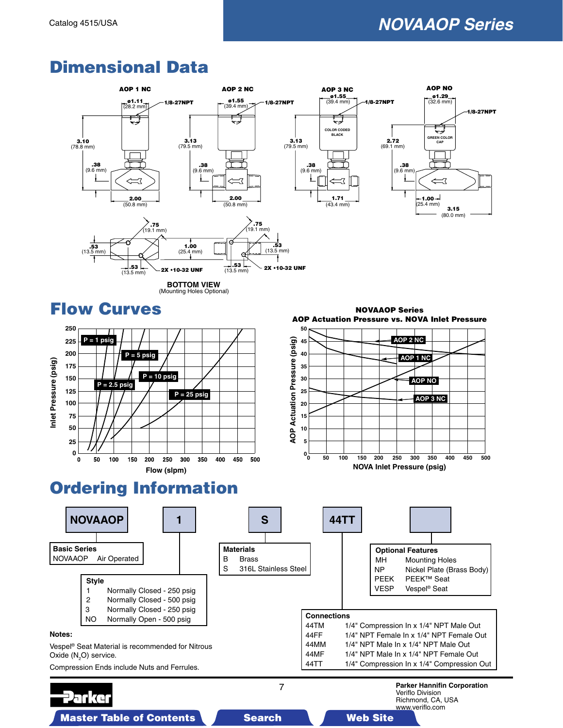# NOVAAOP Series

## Dimensional Data

**AOP 1 NC** — ø1.11 (28.2 mm); 1/8-27NPT; 3.10 (78.8 mm); .38 (9.6 mm); 2.00 (50.8 mm)

**AOP 2 NC** — ø1.55 (39.4 mm); 1/8-27NPT; 3.13 (79.5 mm); .38 (9.6 mm); 2.00 (50.8 mm)

**AOP 3 NC** — ø1.55 (39.4 mm); 1/8-27NPT; COLOR CODED BLACK; 3.13 (79.5 mm); .38 (9.6 mm); 1.71 (43.4 mm)

**AOP NO** — ø1.29 (32.6 mm); 1/8-27NPT; GREEN COLOR CAP; 2.72 (69.1 mm); .38 (9.6 mm); 1.00 (25.4 mm); 3.15 (80.0 mm)

.75 (19.1 mm); .53 (13.5 mm); .53 (13.5 mm); 2X •10-32 UNF; 1.00 (25.4 mm); .75 (19.1 mm); .53 (13.5 mm); .53 (13.5 mm); 2X •10-32 UNF

**BOTTOM VIEW**
(Mounting Holes Optional)

## Flow Curves

Inlet Pressure (psig) vs. Flow (slpm): curves for P = 1 psig, P = 2.5 psig, P = 5 psig, P = 10 psig, P = 25 psig

**NOVAAOP Series**
**AOP Actuation Pressure vs. NOVA Inlet Pressure**

AOP Actuation Pressure (psig) vs. NOVA Inlet Pressure (psig): curves for AOP 2 NC, AOP 1 NC, AOP NO, AOP 3 NC

## Ordering Information

| NOVAAOP | 1 | S | 44TT | |
|---|---|---|---|---|

**Basic Series**

| | |
|---|---|
| NOVAAOP | Air Operated |

**Style**

| | |
|---|---|
| 1 | Normally Closed - 250 psig |
| 2 | Normally Closed - 500 psig |
| 3 | Normally Closed - 250 psig |
| NO | Normally Open - 500 psig |

**Materials**

| | |
|---|---|
| B | Brass |
| S | 316L Stainless Steel |

**Connections**

| | |
|---|---|
| 44TM | 1/4" Compression In x 1/4" NPT Male Out |
| 44FF | 1/4" NPT Female In x 1/4" NPT Female Out |
| 44MM | 1/4" NPT Male In x 1/4" NPT Male Out |
| 44MF | 1/4" NPT Male In x 1/4" NPT Female Out |
| 44TT | 1/4" Compression In x 1/4" Compression Out |

**Optional Features**

| | |
|---|---|
| MH | Mounting Holes |
| NP | Nickel Plate (Brass Body) |
| PEEK | PEEK™ Seat |
| VESP | Vespel® Seat |

**Notes:**

Vespel® Seat Material is recommended for Nitrous Oxide ($N_2O$) service.

Compression Ends include Nuts and Ferrules.

Parker Hannifin Corporation
Veriflo Division
Richmond, CA, USA
www.veriflo.com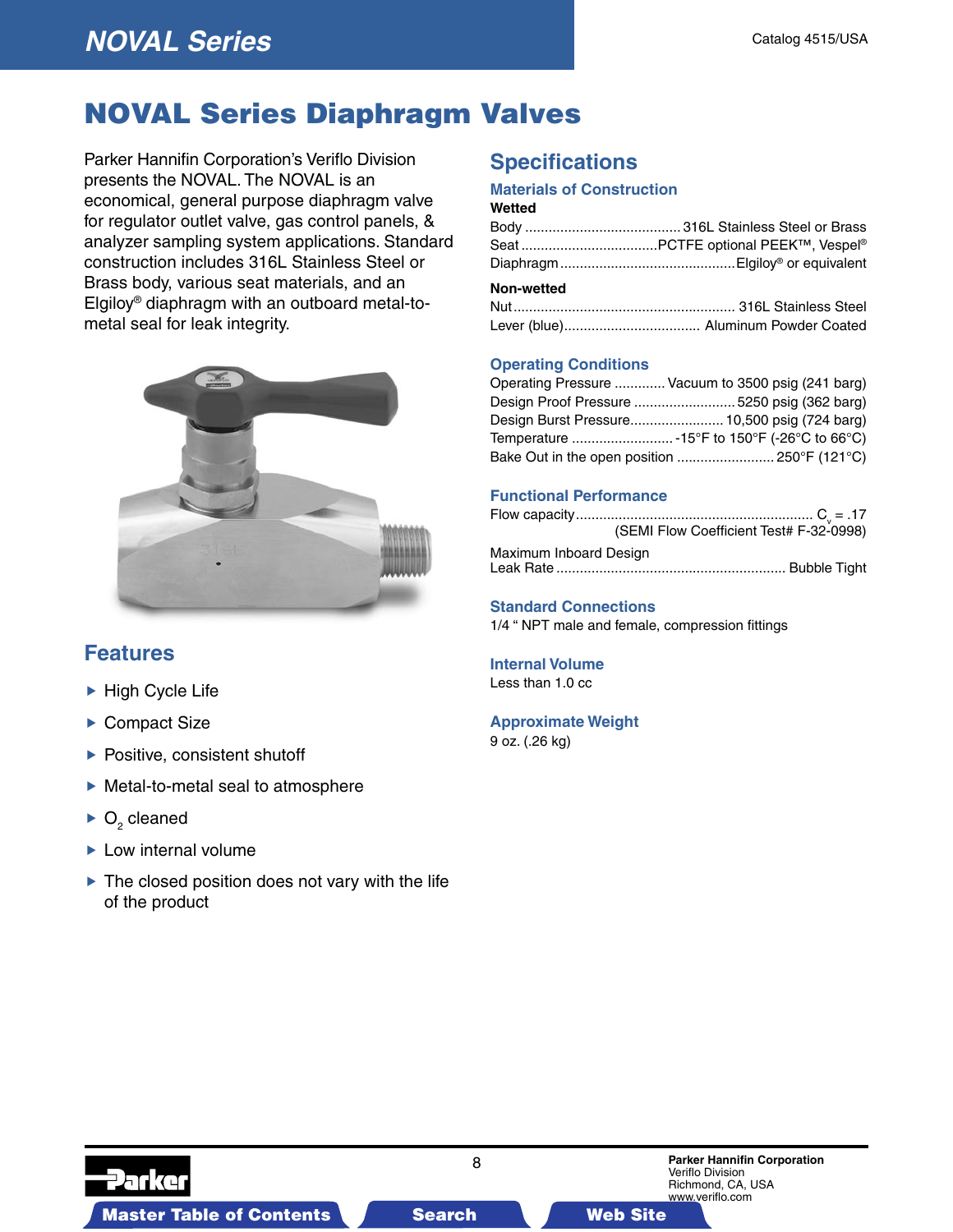# NOVAL Series Diaphragm Valves

Parker Hannifin Corporation's Veriflo Division presents the NOVAL. The NOVAL is an economical, general purpose diaphragm valve for regulator outlet valve, gas control panels, & analyzer sampling system applications. Standard construction includes 316L Stainless Steel or Brass body, various seat materials, and an Elgiloy® diaphragm with an outboard metal-to-metal seal for leak integrity.

## Features

- High Cycle Life
- Compact Size
- Positive, consistent shutoff
- Metal-to-metal seal to atmosphere
- $O_2$ cleaned
- Low internal volume
- The closed position does not vary with the life of the product

## Specifications

### Materials of Construction

**Wetted**

Body ........................................ 316L Stainless Steel or Brass
Seat ................................... PCTFE optional PEEK™, Vespel®
Diaphragm ............................................ Elgiloy® or equivalent

**Non-wetted**

Nut ........................................................ 316L Stainless Steel
Lever (blue).................................. Aluminum Powder Coated

### Operating Conditions

Operating Pressure ............ Vacuum to 3500 psig (241 barg)
Design Proof Pressure .......................... 5250 psig (362 barg)
Design Burst Pressure........................ 10,500 psig (724 barg)
Temperature .......................... -15°F to 150°F (-26°C to 66°C)
Bake Out in the open position ......................... 250°F (121°C)

### Functional Performance

Flow capacity............................................................ $C_v$ = .17
(SEMI Flow Coefficient Test# F-32-0998)

Maximum Inboard Design
Leak Rate .......................................................... Bubble Tight

### Standard Connections

1/4 " NPT male and female, compression fittings

### Internal Volume

Less than 1.0 cc

### Approximate Weight

9 oz. (.26 kg)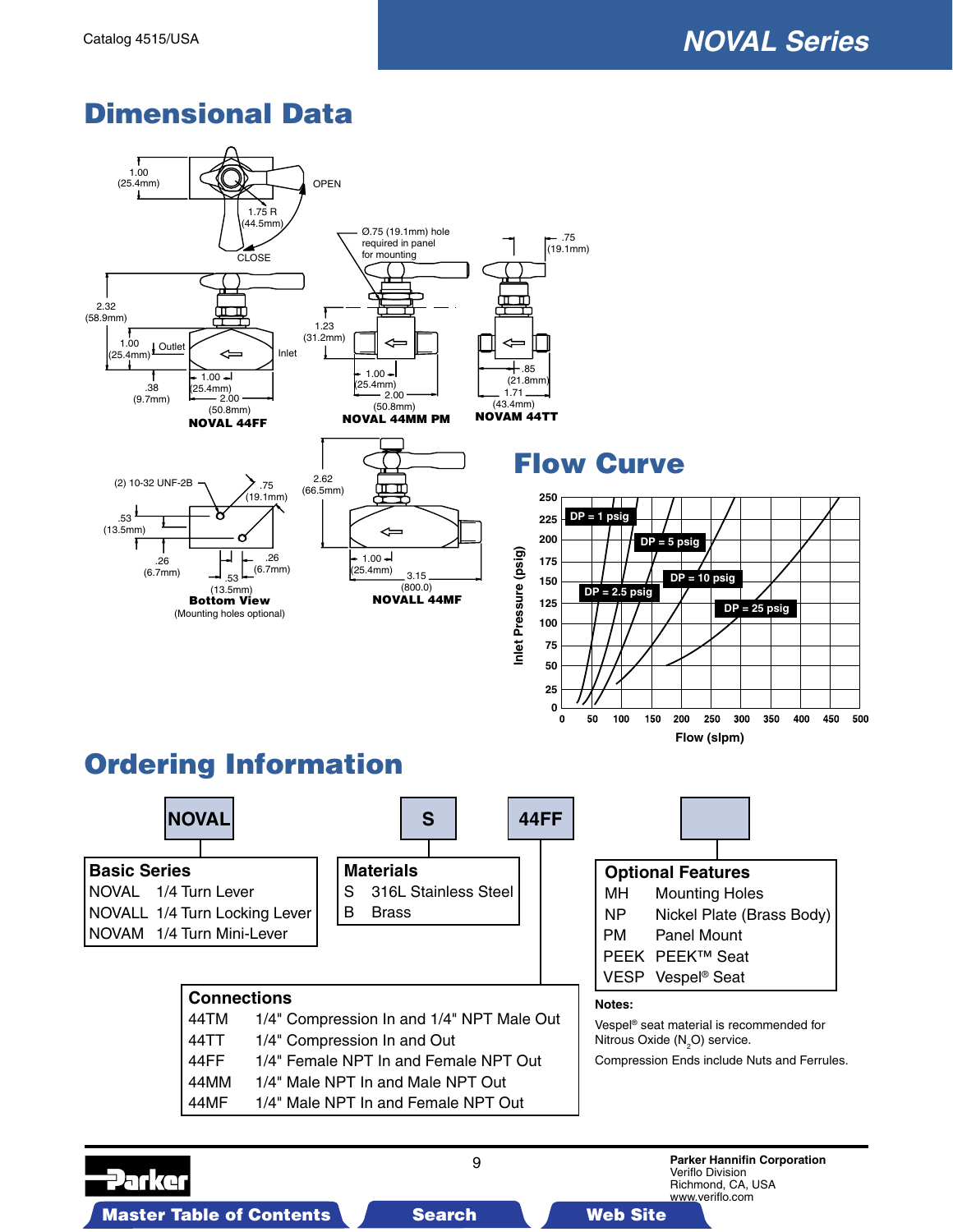## Dimensional Data

1.00 (25.4mm)

OPEN

1.75 R (44.5mm)

CLOSE

2.32 (58.9mm)

1.00 (25.4mm)

Outlet

Inlet

.38 (9.7mm)

1.00 (25.4mm)

2.00 (50.8mm)

**NOVAL 44FF**

Ø.75 (19.1mm) hole required in panel for mounting

1.23 (31.2mm)

1.00 (25.4mm)

2.00 (50.8mm)

**NOVAL 44MM PM**

.75 (19.1mm)

.85 (21.8mm)

1.71 (43.4mm)

**NOVAM 44TT**

(2) 10-32 UNF-2B

.75 (19.1mm)

.53 (13.5mm)

.26 (6.7mm)

.26 (6.7mm)

.53 (13.5mm)

**Bottom View**

(Mounting holes optional)

2.62 (66.5mm)

1.00 (25.4mm)

3.15 (800.0)

**NOVALL 44MF**

## Flow Curve

Inlet Pressure (psig) vs. Flow (slpm); curves: DP = 1 psig, DP = 2.5 psig, DP = 5 psig, DP = 10 psig, DP = 25 psig

## Ordering Information

| NOVAL | S | 44FF | |
|---|---|---|---|

**Basic Series**

| | |
|---|---|
| NOVAL | 1/4 Turn Lever |
| NOVALL | 1/4 Turn Locking Lever |
| NOVAM | 1/4 Turn Mini-Lever |

**Materials**

| | |
|---|---|
| S | 316L Stainless Steel |
| B | Brass |

**Connections**

| | |
|---|---|
| 44TM | 1/4" Compression In and 1/4" NPT Male Out |
| 44TT | 1/4" Compression In and Out |
| 44FF | 1/4" Female NPT In and Female NPT Out |
| 44MM | 1/4" Male NPT In and Male NPT Out |
| 44MF | 1/4" Male NPT In and Female NPT Out |

**Optional Features**

| | |
|---|---|
| MH | Mounting Holes |
| NP | Nickel Plate (Brass Body) |
| PM | Panel Mount |
| PEEK | PEEK™ Seat |
| VESP | Vespel® Seat |

**Notes:**

Vespel® seat material is recommended for Nitrous Oxide ($N_2O$) service.

Compression Ends include Nuts and Ferrules.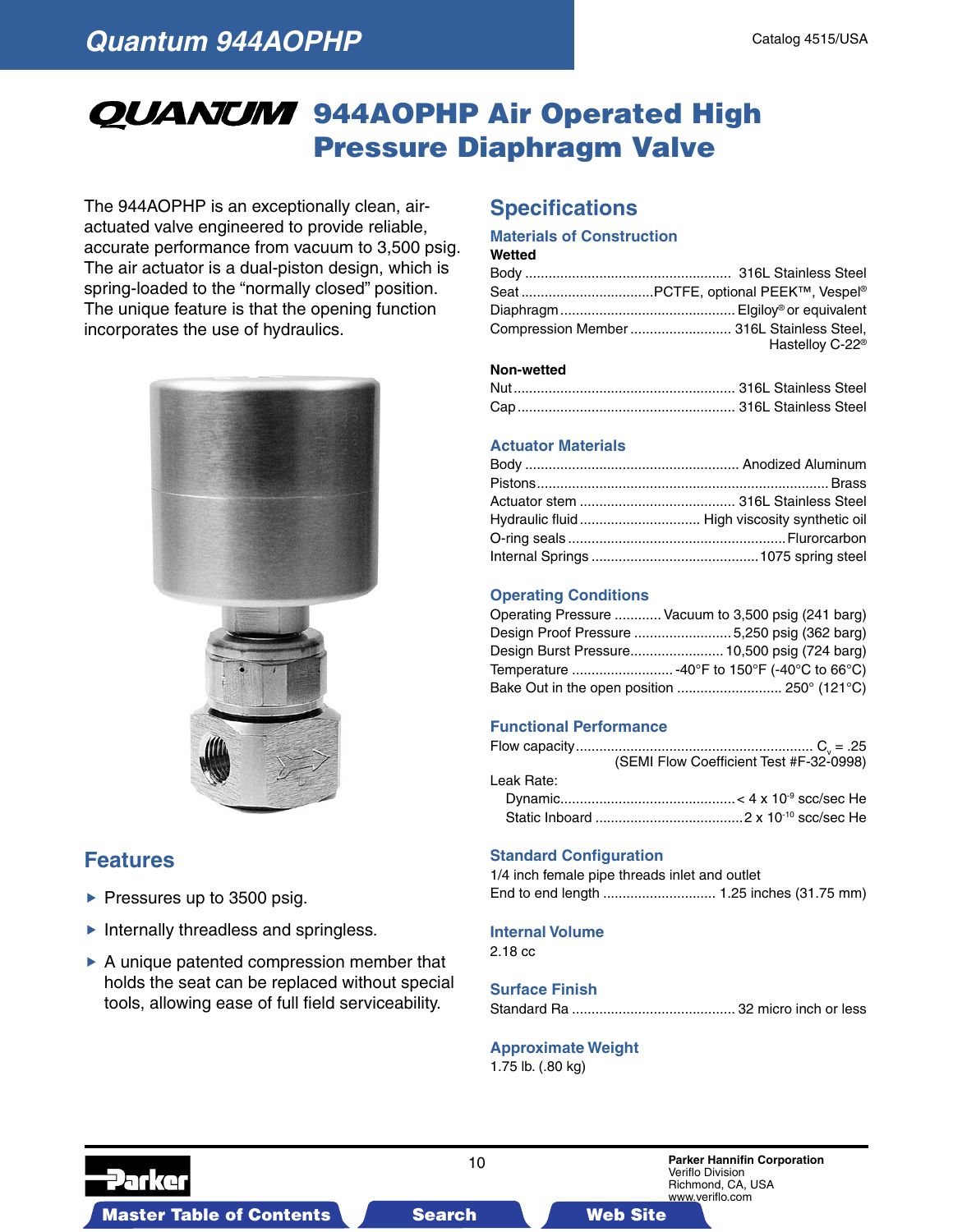# QUANTUM 944AOPHP Air Operated High Pressure Diaphragm Valve

The 944AOPHP is an exceptionally clean, air-actuated valve engineered to provide reliable, accurate performance from vacuum to 3,500 psig. The air actuator is a dual-piston design, which is spring-loaded to the "normally closed" position. The unique feature is that the opening function incorporates the use of hydraulics.

## Features

- Pressures up to 3500 psig.
- Internally threadless and springless.
- A unique patented compression member that holds the seat can be replaced without special tools, allowing ease of full field serviceability.

## Specifications

### Materials of Construction

**Wetted**

| | |
|---|---|
| Body | 316L Stainless Steel |
| Seat | PCTFE, optional PEEK™, Vespel® |
| Diaphragm | Elgiloy® or equivalent |
| Compression Member | 316L Stainless Steel, Hastelloy C-22® |

**Non-wetted**

| | |
|---|---|
| Nut | 316L Stainless Steel |
| Cap | 316L Stainless Steel |

### Actuator Materials

| | |
|---|---|
| Body | Anodized Aluminum |
| Pistons | Brass |
| Actuator stem | 316L Stainless Steel |
| Hydraulic fluid | High viscosity synthetic oil |
| O-ring seals | Flurorcarbon |
| Internal Springs | 1075 spring steel |

### Operating Conditions

| | |
|---|---|
| Operating Pressure | Vacuum to 3,500 psig (241 barg) |
| Design Proof Pressure | 5,250 psig (362 barg) |
| Design Burst Pressure | 10,500 psig (724 barg) |
| Temperature | -40°F to 150°F (-40°C to 66°C) |
| Bake Out in the open position | 250° (121°C) |

### Functional Performance

| | |
|---|---|
| Flow capacity | $C_v = .25$ (SEMI Flow Coefficient Test #F-32-0998) |
| Leak Rate: | |
| Dynamic | $< 4 \times 10^{-9}$ scc/sec He |
| Static Inboard | $2 \times 10^{-10}$ scc/sec He |

### Standard Configuration

1/4 inch female pipe threads inlet and outlet

End to end length ............................ 1.25 inches (31.75 mm)

### Internal Volume

2.18 cc

### Surface Finish

Standard Ra .......................................... 32 micro inch or less

### Approximate Weight

1.75 lb. (.80 kg)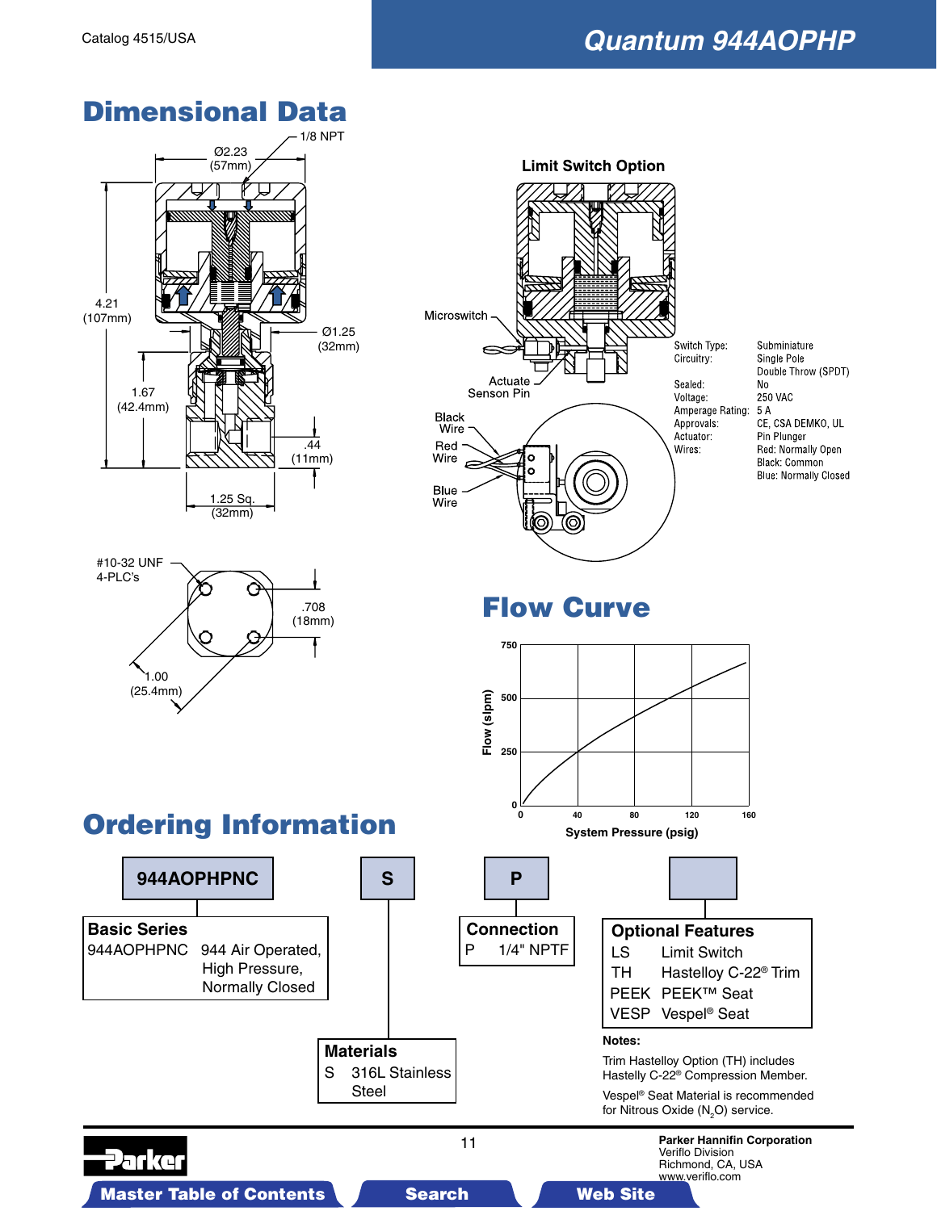# Quantum 944AOPHP

## Dimensional Data

1/8 NPT

Ø2.23 (57mm)

4.21 (107mm)

Ø1.25 (32mm)

1.67 (42.4mm)

.44 (11mm)

1.25 Sq. (32mm)

#10-32 UNF 4-PLC's

.708 (18mm)

1.00 (25.4mm)

### Limit Switch Option

Microswitch

Actuate Senson Pin

Black Wire

Red Wire

Blue Wire

| | |
|---|---|
| Switch Type: | Subminiature |
| Circuitry: | Single Pole Double Throw (SPDT) |
| Sealed: | No |
| Voltage: | 250 VAC |
| Amperage Rating: | 5 A |
| Approvals: | CE, CSA DEMKO, UL |
| Actuator: | Pin Plunger |
| Wires: | Red: Normally Open<br>Black: Common<br>Blue: Normally Closed |

## Flow Curve

Flow (slpm): 0, 250, 500, 750

System Pressure (psig): 0, 40, 80, 120, 160

## Ordering Information

| 944AOPHPNC | S | P | |
|---|---|---|---|

**Basic Series**

| | |
|---|---|
| 944AOPHPNC | 944 Air Operated, High Pressure, Normally Closed |

**Materials**

| | |
|---|---|
| S | 316L Stainless Steel |

**Connection**

| | |
|---|---|
| P | 1/4" NPTF |

**Optional Features**

| | |
|---|---|
| LS | Limit Switch |
| TH | Hastelloy C-22® Trim |
| PEEK | PEEK™ Seat |
| VESP | Vespel® Seat |

**Notes:**

Trim Hastelloy Option (TH) includes Hastelly C-22® Compression Member.

Vespel® Seat Material is recommended for Nitrous Oxide ($N_2O$) service.

Parker Hannifin Corporation
Veriflo Division
Richmond, CA, USA
www.veriflo.com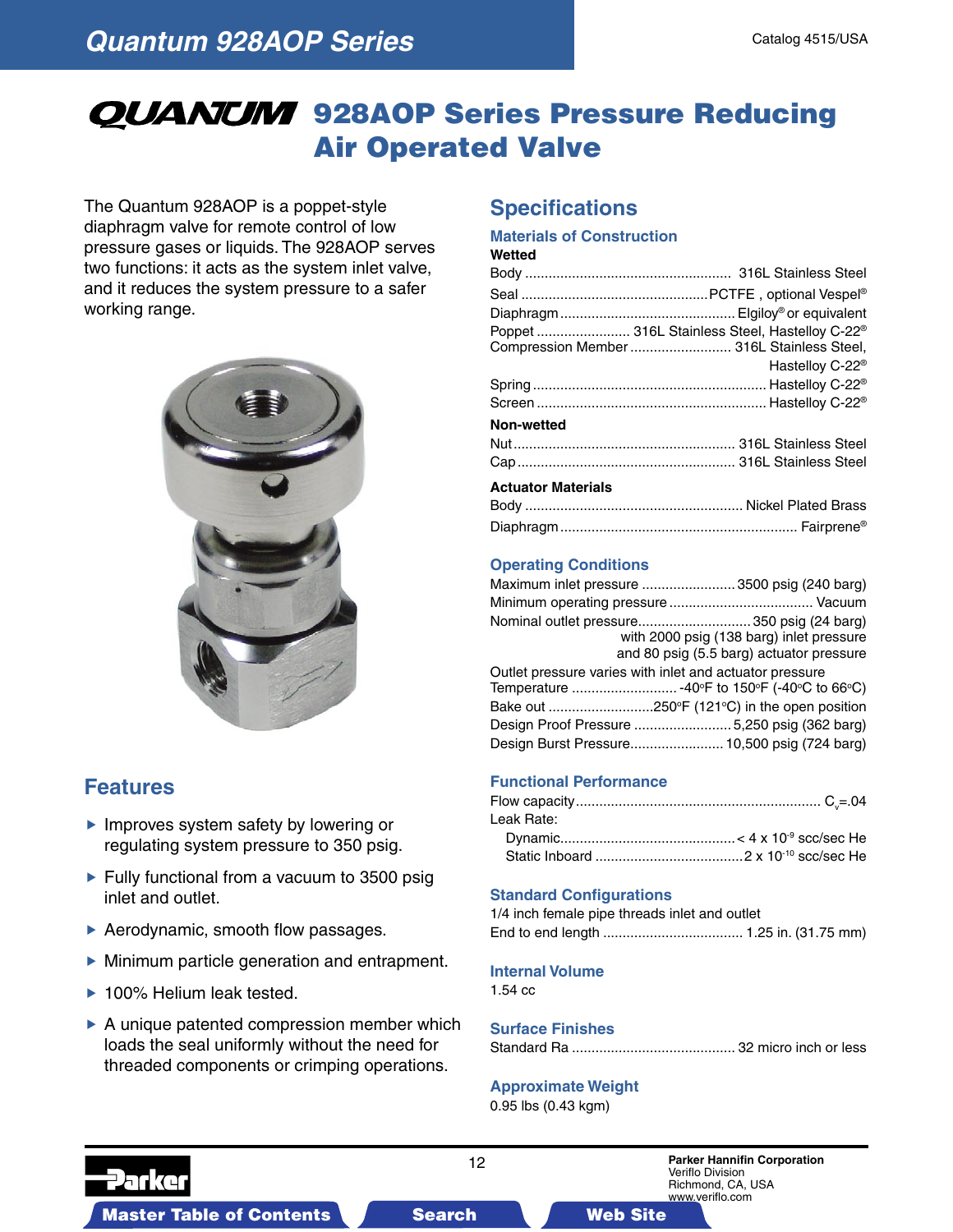# QUANTUM 928AOP Series Pressure Reducing Air Operated Valve

The Quantum 928AOP is a poppet-style diaphragm valve for remote control of low pressure gases or liquids. The 928AOP serves two functions: it acts as the system inlet valve, and it reduces the system pressure to a safer working range.

## Features

- Improves system safety by lowering or regulating system pressure to 350 psig.
- Fully functional from a vacuum to 3500 psig inlet and outlet.
- Aerodynamic, smooth flow passages.
- Minimum particle generation and entrapment.
- 100% Helium leak tested.
- A unique patented compression member which loads the seal uniformly without the need for threaded components or crimping operations.

## Specifications

### Materials of Construction

**Wetted**

Body .................................................... 316L Stainless Steel
Seal ................................................ PCTFE , optional Vespel®
Diaphragm ............................................ Elgiloy® or equivalent
Poppet ........................ 316L Stainless Steel, Hastelloy C-22®
Compression Member .......................... 316L Stainless Steel, Hastelloy C-22®
Spring ........................................................... Hastelloy C-22®
Screen .......................................................... Hastelloy C-22®

**Non-wetted**

Nut ......................................................... 316L Stainless Steel
Cap ........................................................ 316L Stainless Steel

**Actuator Materials**

Body ....................................................... Nickel Plated Brass
Diaphragm ............................................................ Fairprene®

### Operating Conditions

Maximum inlet pressure ........................ 3500 psig (240 barg)
Minimum operating pressure .................................... Vacuum
Nominal outlet pressure ............................ 350 psig (24 barg) with 2000 psig (138 barg) inlet pressure and 80 psig (5.5 barg) actuator pressure
Outlet pressure varies with inlet and actuator pressure
Temperature ........................... -40°F to 150°F (-40°C to 66°C)
Bake out ..........................250°F (121°C) in the open position
Design Proof Pressure ......................... 5,250 psig (362 barg)
Design Burst Pressure........................ 10,500 psig (724 barg)

### Functional Performance

Flow capacity ............................................................. $C_v$=.04
Leak Rate:
  Dynamic ............................................ < 4 x $10^{-9}$ scc/sec He
  Static Inboard ..................................... 2 x $10^{-10}$ scc/sec He

### Standard Configurations

1/4 inch female pipe threads inlet and outlet
End to end length ................................... 1.25 in. (31.75 mm)

### Internal Volume

1.54 cc

### Surface Finishes

Standard Ra ......................................... 32 micro inch or less

### Approximate Weight

0.95 lbs (0.43 kgm)

**Parker Hannifin Corporation**
Veriflo Division
Richmond, CA, USA
www.veriflo.com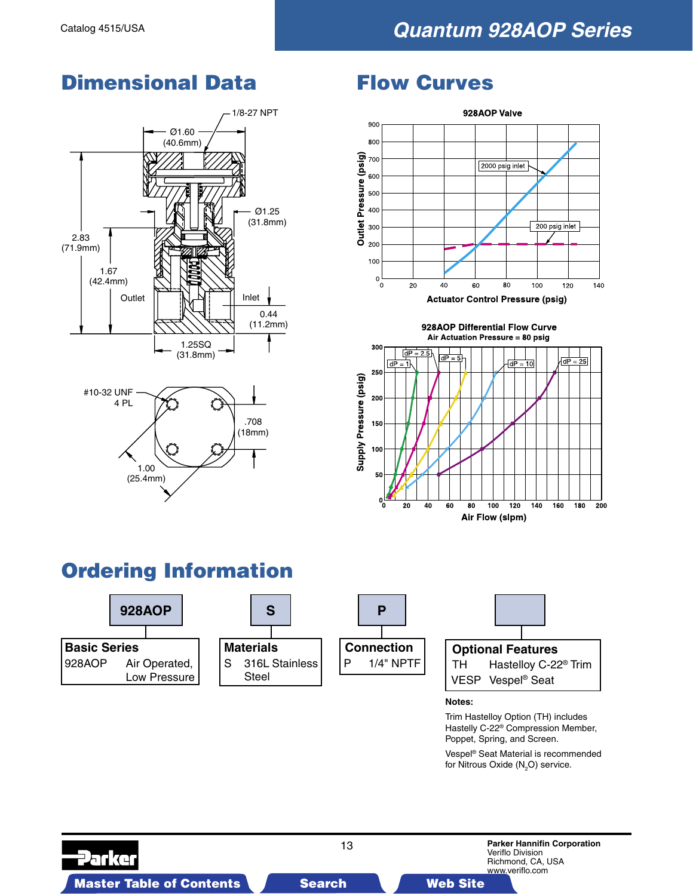## Dimensional Data

1/8-27 NPT

Ø1.60 (40.6mm)

Ø1.25 (31.8mm)

2.83 (71.9mm)

1.67 (42.4mm)

Outlet

Inlet

0.44 (11.2mm)

1.25SQ (31.8mm)

#10-32 UNF 4 PL

.708 (18mm)

1.00 (25.4mm)

## Flow Curves

**928AOP Valve**

Outlet Pressure (psig) vs. Actuator Control Pressure (psig)

2000 psig inlet

200 psig inlet

**928AOP Differential Flow Curve**
**Air Actuation Pressure = 80 psig**

Supply Pressure (psig) vs. Air Flow (slpm)

dP = 1, dP = 2.5, dP = 5, dP = 10, dP = 25

## Ordering Information

| 928AOP | S | P | |
|---|---|---|---|
| **Basic Series** | **Materials** | **Connection** | **Optional Features** |
| 928AOP Air Operated, Low Pressure | S 316L Stainless Steel | P 1/4" NPTF | TH Hastelloy C-22® Trim<br>VESP Vespel® Seat |

**Notes:**

Trim Hastelloy Option (TH) includes Hastelly C-22® Compression Member, Poppet, Spring, and Screen.

Vespel® Seat Material is recommended for Nitrous Oxide ($N_2O$) service.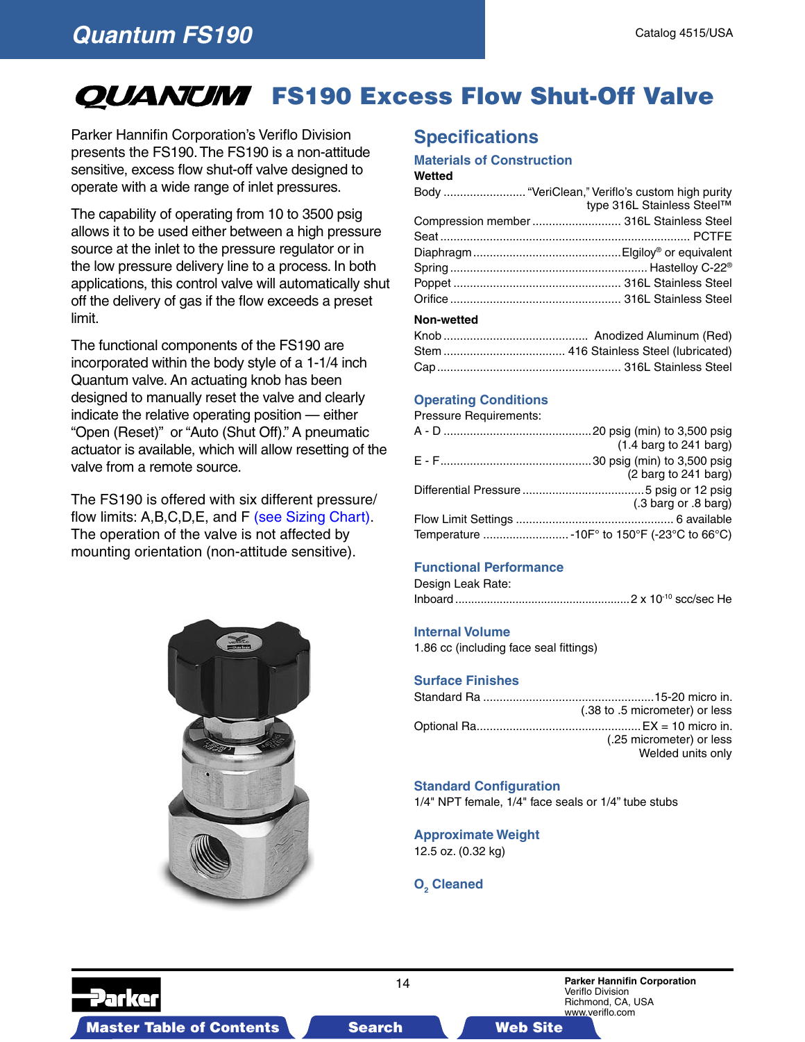# QUANTUM FS190 Excess Flow Shut-Off Valve

Parker Hannifin Corporation's Veriflo Division presents the FS190. The FS190 is a non-attitude sensitive, excess flow shut-off valve designed to operate with a wide range of inlet pressures.

The capability of operating from 10 to 3500 psig allows it to be used either between a high pressure source at the inlet to the pressure regulator or in the low pressure delivery line to a process. In both applications, this control valve will automatically shut off the delivery of gas if the flow exceeds a preset limit.

The functional components of the FS190 are incorporated within the body style of a 1-1/4 inch Quantum valve. An actuating knob has been designed to manually reset the valve and clearly indicate the relative operating position — either "Open (Reset)" or "Auto (Shut Off)." A pneumatic actuator is available, which will allow resetting of the valve from a remote source.

The FS190 is offered with six different pressure/flow limits: A,B,C,D,E, and F (see Sizing Chart). The operation of the valve is not affected by mounting orientation (non-attitude sensitive).

## Specifications

### Materials of Construction

**Wetted**

- Body ........................ "VeriClean," Veriflo's custom high purity type 316L Stainless Steel™
- Compression member ........................ 316L Stainless Steel
- Seat ........................ PCTFE
- Diaphragm ........................ Elgiloy® or equivalent
- Spring ........................ Hastelloy C-22®
- Poppet ........................ 316L Stainless Steel
- Orifice ........................ 316L Stainless Steel

**Non-wetted**

- Knob ........................ Anodized Aluminum (Red)
- Stem ........................ 416 Stainless Steel (lubricated)
- Cap ........................ 316L Stainless Steel

### Operating Conditions

Pressure Requirements:

- A - D ........................ 20 psig (min) to 3,500 psig (1.4 barg to 241 barg)
- E - F ........................ 30 psig (min) to 3,500 psig (2 barg to 241 barg)
- Differential Pressure ........................ 5 psig or 12 psig (.3 barg or .8 barg)
- Flow Limit Settings ........................ 6 available
- Temperature ........................ -10F° to 150°F (-23°C to 66°C)

### Functional Performance

Design Leak Rate:

Inboard ........................ $2 \times 10^{-10}$ scc/sec He

### Internal Volume

1.86 cc (including face seal fittings)

### Surface Finishes

- Standard Ra ........................ 15-20 micro in. (.38 to .5 micrometer) or less
- Optional Ra........................ EX = 10 micro in. (.25 micrometer) or less Welded units only

### Standard Configuration

1/4" NPT female, 1/4" face seals or 1/4" tube stubs

### Approximate Weight

12.5 oz. (0.32 kg)

### $O_2$ Cleaned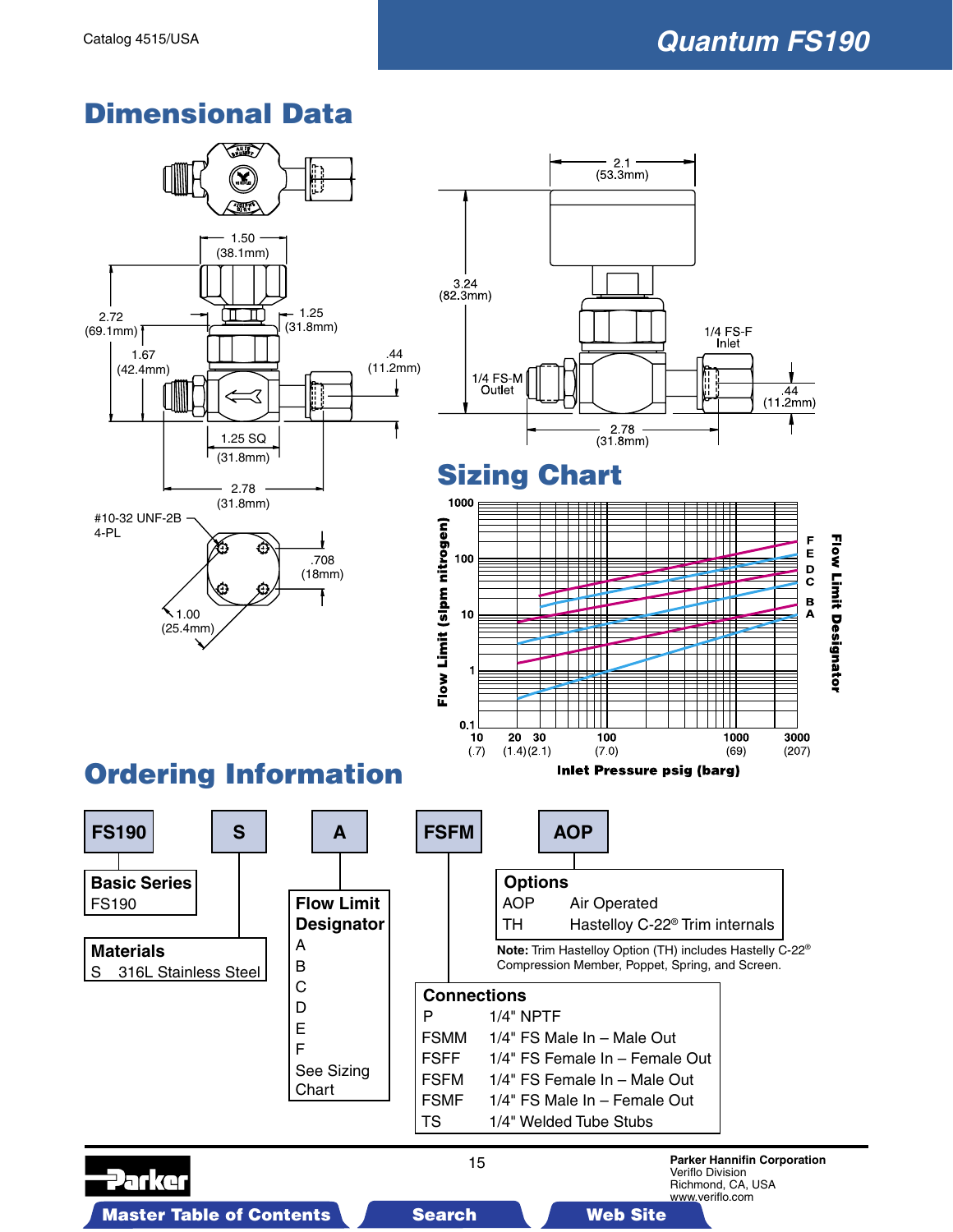## Dimensional Data

1.50 (38.1mm)

2.72 (69.1mm)

1.25 (31.8mm)

1.67 (42.4mm)

.44 (11.2mm)

1.25 SQ (31.8mm)

2.78 (31.8mm)

#10-32 UNF-2B 4-PL

.708 (18mm)

1.00 (25.4mm)

2.1 (53.3mm)

3.24 (82.3mm)

1/4 FS-F Inlet

1/4 FS-M Outlet

.44 (11.2mm)

2.78 (31.8mm)

## Sizing Chart

Flow Limit (slpm nitrogen) vs. Inlet Pressure psig (barg)

Inlet Pressure: 10 (.7), 20 (1.4), 30 (2.1), 100 (7.0), 1000 (69), 3000 (207)

Flow Limit: 0.1, 1, 10, 100, 1000

Flow Limit Designator: A, B, C, D, E, F

## Ordering Information

FS190 | S | A | FSFM | AOP

**Basic Series**
FS190

**Materials**
S 316L Stainless Steel

**Flow Limit Designator**
A
B
C
D
E
F
See Sizing Chart

**Connections**

| | |
|---|---|
| P | 1/4" NPTF |
| FSMM | 1/4" FS Male In – Male Out |
| FSFF | 1/4" FS Female In – Female Out |
| FSFM | 1/4" FS Female In – Male Out |
| FSMF | 1/4" FS Male In – Female Out |
| TS | 1/4" Welded Tube Stubs |

**Options**

| | |
|---|---|
| AOP | Air Operated |
| TH | Hastelloy C-22® Trim internals |

**Note:** Trim Hastelloy Option (TH) includes Hastelly C-22® Compression Member, Poppet, Spring, and Screen.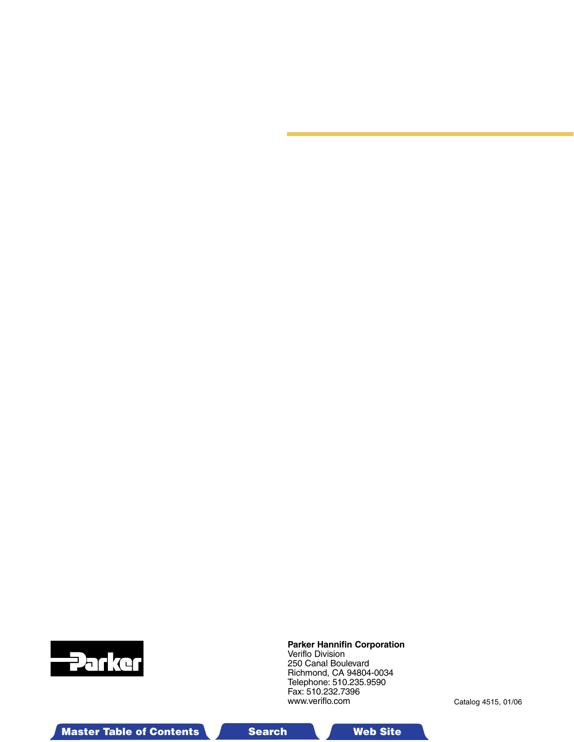Parker

**Parker Hannifin Corporation**
Veriflo Division
250 Canal Boulevard
Richmond, CA 94804-0034
Telephone: 510.235.9590
Fax: 510.232.7396
www.veriflo.com

Catalog 4515, 01/06

Master Table of Contents | Search | Web Site